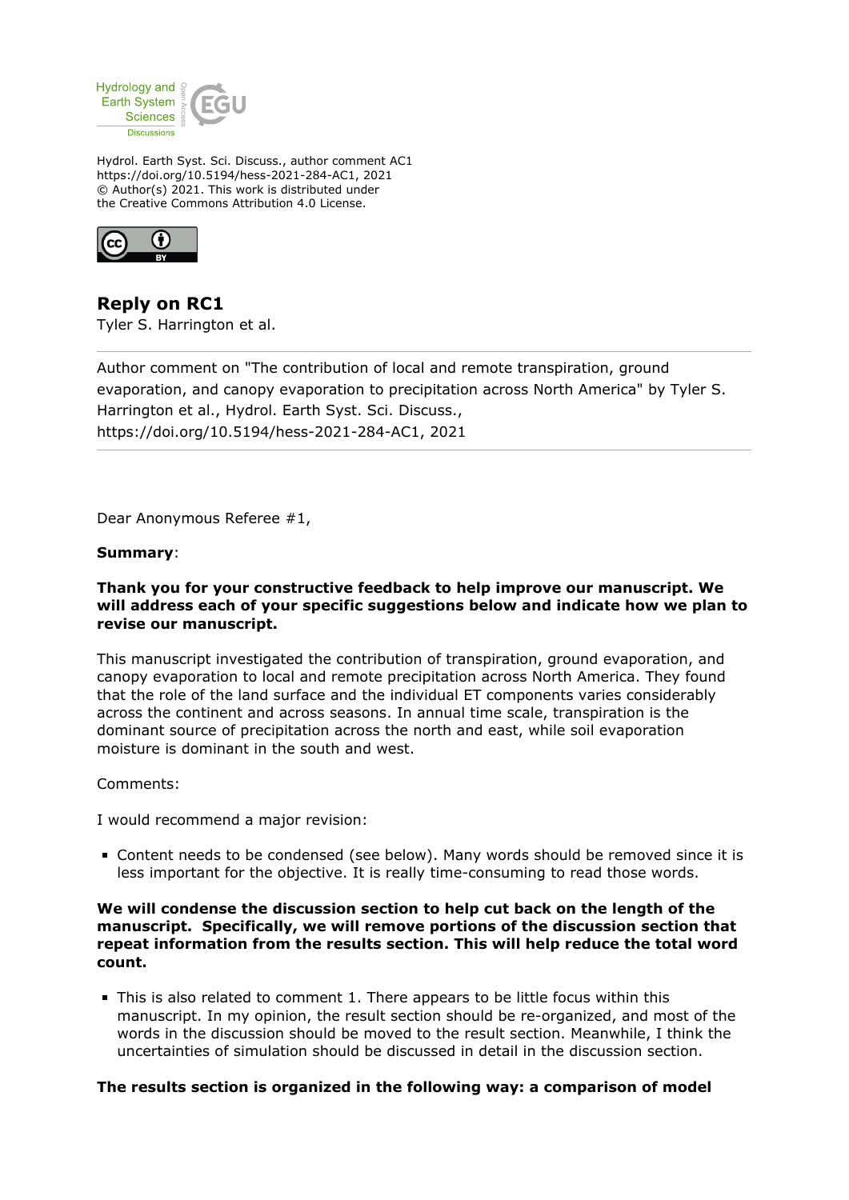Hydrol. Earth Syst. Sci. Discuss., author comment AC1
https://doi.org/10.5194/hess-2021-284-AC1, 2021
© Author(s) 2021. This work is distributed under
the Creative Commons Attribution 4.0 License.

# Reply on RC1

Tyler S. Harrington et al.

Author comment on "The contribution of local and remote transpiration, ground evaporation, and canopy evaporation to precipitation across North America" by Tyler S. Harrington et al., Hydrol. Earth Syst. Sci. Discuss., https://doi.org/10.5194/hess-2021-284-AC1, 2021

Dear Anonymous Referee #1,

**Summary**:

**Thank you for your constructive feedback to help improve our manuscript. We will address each of your specific suggestions below and indicate how we plan to revise our manuscript.**

This manuscript investigated the contribution of transpiration, ground evaporation, and canopy evaporation to local and remote precipitation across North America. They found that the role of the land surface and the individual ET components varies considerably across the continent and across seasons. In annual time scale, transpiration is the dominant source of precipitation across the north and east, while soil evaporation moisture is dominant in the south and west.

Comments:

I would recommend a major revision:

- Content needs to be condensed (see below). Many words should be removed since it is less important for the objective. It is really time-consuming to read those words.

**We will condense the discussion section to help cut back on the length of the manuscript. Specifically, we will remove portions of the discussion section that repeat information from the results section. This will help reduce the total word count.**

- This is also related to comment 1. There appears to be little focus within this manuscript. In my opinion, the result section should be re-organized, and most of the words in the discussion should be moved to the result section. Meanwhile, I think the uncertainties of simulation should be discussed in detail in the discussion section.

**The results section is organized in the following way: a comparison of model**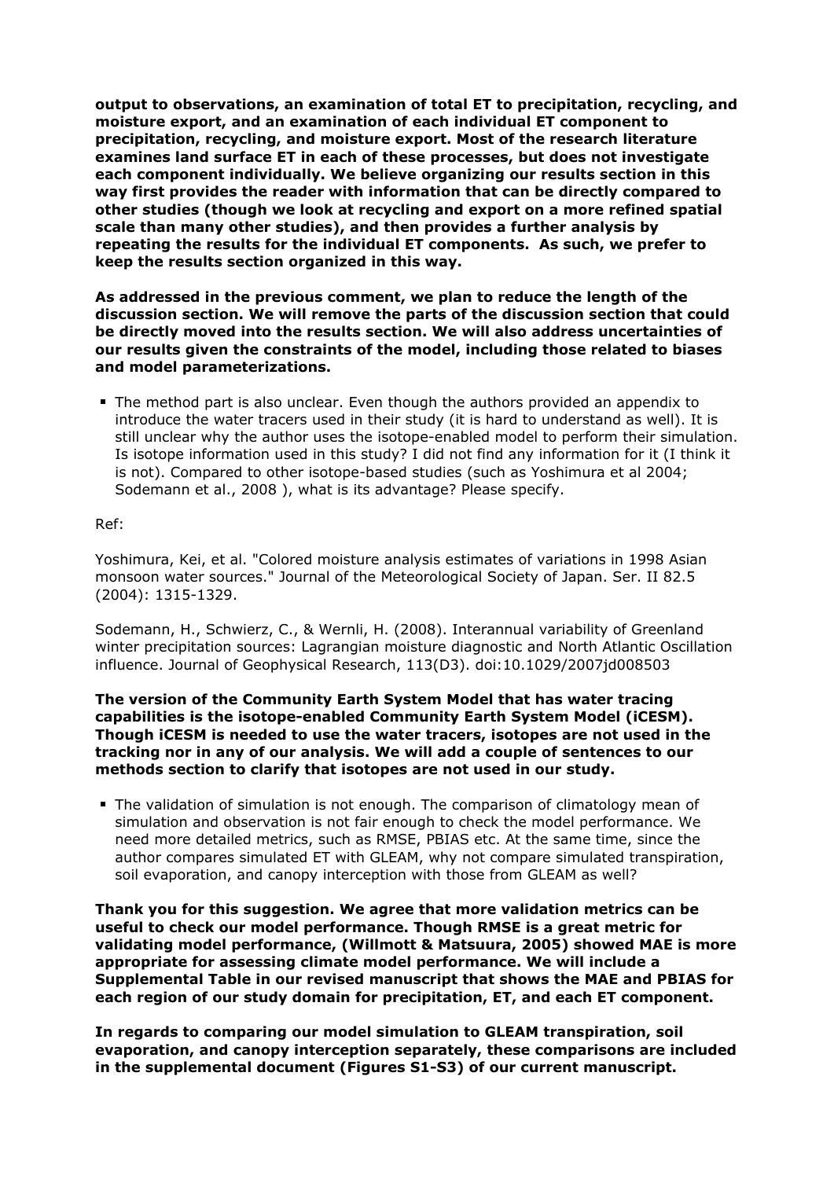**output to observations, an examination of total ET to precipitation, recycling, and moisture export, and an examination of each individual ET component to precipitation, recycling, and moisture export. Most of the research literature examines land surface ET in each of these processes, but does not investigate each component individually. We believe organizing our results section in this way first provides the reader with information that can be directly compared to other studies (though we look at recycling and export on a more refined spatial scale than many other studies), and then provides a further analysis by repeating the results for the individual ET components. As such, we prefer to keep the results section organized in this way.**

**As addressed in the previous comment, we plan to reduce the length of the discussion section. We will remove the parts of the discussion section that could be directly moved into the results section. We will also address uncertainties of our results given the constraints of the model, including those related to biases and model parameterizations.**

- The method part is also unclear. Even though the authors provided an appendix to introduce the water tracers used in their study (it is hard to understand as well). It is still unclear why the author uses the isotope-enabled model to perform their simulation. Is isotope information used in this study? I did not find any information for it (I think it is not). Compared to other isotope-based studies (such as Yoshimura et al 2004; Sodemann et al., 2008 ), what is its advantage? Please specify.

Ref:

Yoshimura, Kei, et al. "Colored moisture analysis estimates of variations in 1998 Asian monsoon water sources." Journal of the Meteorological Society of Japan. Ser. II 82.5 (2004): 1315-1329.

Sodemann, H., Schwierz, C., & Wernli, H. (2008). Interannual variability of Greenland winter precipitation sources: Lagrangian moisture diagnostic and North Atlantic Oscillation influence. Journal of Geophysical Research, 113(D3). doi:10.1029/2007jd008503

**The version of the Community Earth System Model that has water tracing capabilities is the isotope-enabled Community Earth System Model (iCESM). Though iCESM is needed to use the water tracers, isotopes are not used in the tracking nor in any of our analysis. We will add a couple of sentences to our methods section to clarify that isotopes are not used in our study.**

- The validation of simulation is not enough. The comparison of climatology mean of simulation and observation is not fair enough to check the model performance. We need more detailed metrics, such as RMSE, PBIAS etc. At the same time, since the author compares simulated ET with GLEAM, why not compare simulated transpiration, soil evaporation, and canopy interception with those from GLEAM as well?

**Thank you for this suggestion. We agree that more validation metrics can be useful to check our model performance. Though RMSE is a great metric for validating model performance, (Willmott & Matsuura, 2005) showed MAE is more appropriate for assessing climate model performance. We will include a Supplemental Table in our revised manuscript that shows the MAE and PBIAS for each region of our study domain for precipitation, ET, and each ET component.**

**In regards to comparing our model simulation to GLEAM transpiration, soil evaporation, and canopy interception separately, these comparisons are included in the supplemental document (Figures S1-S3) of our current manuscript.**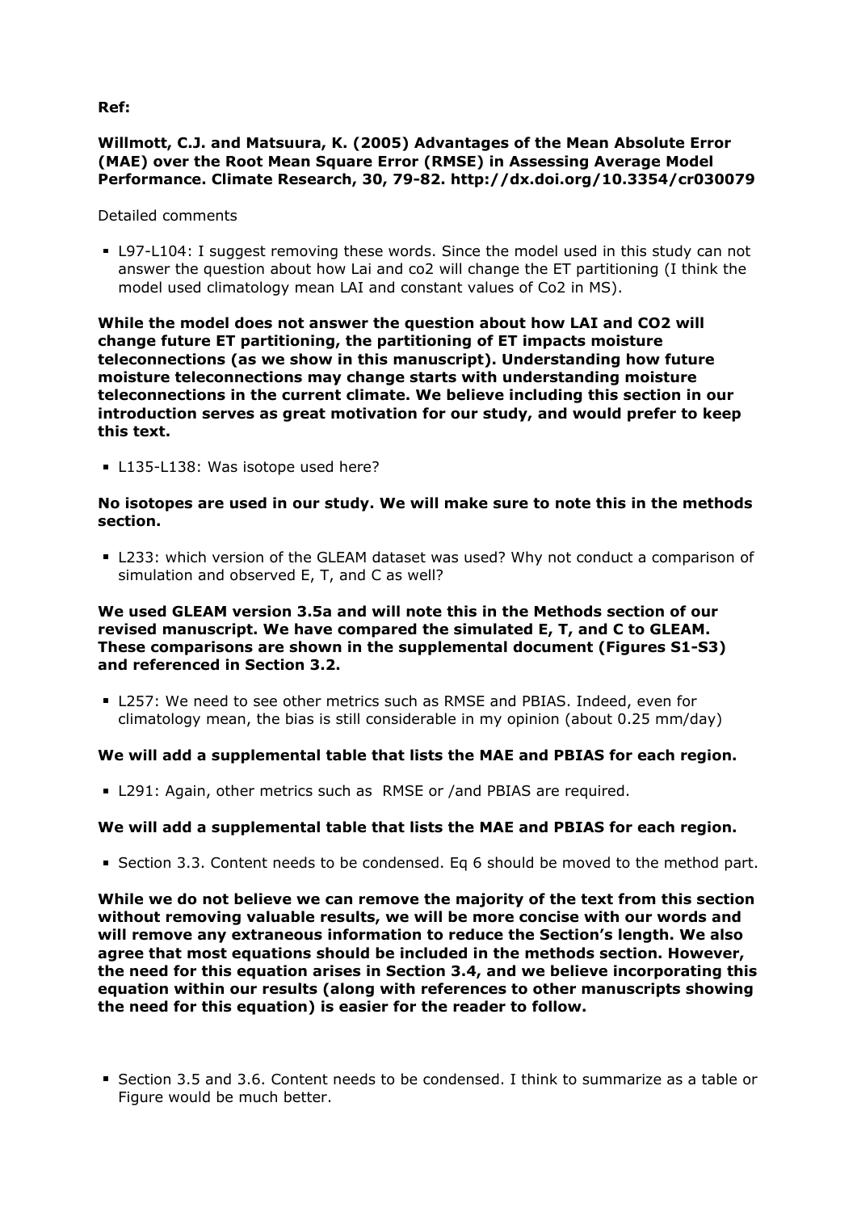**Ref:**

**Willmott, C.J. and Matsuura, K. (2005) Advantages of the Mean Absolute Error (MAE) over the Root Mean Square Error (RMSE) in Assessing Average Model Performance. Climate Research, 30, 79-82. http://dx.doi.org/10.3354/cr030079**

Detailed comments

- L97-L104: I suggest removing these words. Since the model used in this study can not answer the question about how Lai and co2 will change the ET partitioning (I think the model used climatology mean LAI and constant values of Co2 in MS).

**While the model does not answer the question about how LAI and CO2 will change future ET partitioning, the partitioning of ET impacts moisture teleconnections (as we show in this manuscript). Understanding how future moisture teleconnections may change starts with understanding moisture teleconnections in the current climate. We believe including this section in our introduction serves as great motivation for our study, and would prefer to keep this text.**

- L135-L138: Was isotope used here?

**No isotopes are used in our study. We will make sure to note this in the methods section.**

- L233: which version of the GLEAM dataset was used? Why not conduct a comparison of simulation and observed E, T, and C as well?

**We used GLEAM version 3.5a and will note this in the Methods section of our revised manuscript. We have compared the simulated E, T, and C to GLEAM. These comparisons are shown in the supplemental document (Figures S1-S3) and referenced in Section 3.2.**

- L257: We need to see other metrics such as RMSE and PBIAS. Indeed, even for climatology mean, the bias is still considerable in my opinion (about 0.25 mm/day)

**We will add a supplemental table that lists the MAE and PBIAS for each region.**

- L291: Again, other metrics such as RMSE or /and PBIAS are required.

**We will add a supplemental table that lists the MAE and PBIAS for each region.**

- Section 3.3. Content needs to be condensed. Eq 6 should be moved to the method part.

**While we do not believe we can remove the majority of the text from this section without removing valuable results, we will be more concise with our words and will remove any extraneous information to reduce the Section's length. We also agree that most equations should be included in the methods section. However, the need for this equation arises in Section 3.4, and we believe incorporating this equation within our results (along with references to other manuscripts showing the need for this equation) is easier for the reader to follow.**

- Section 3.5 and 3.6. Content needs to be condensed. I think to summarize as a table or Figure would be much better.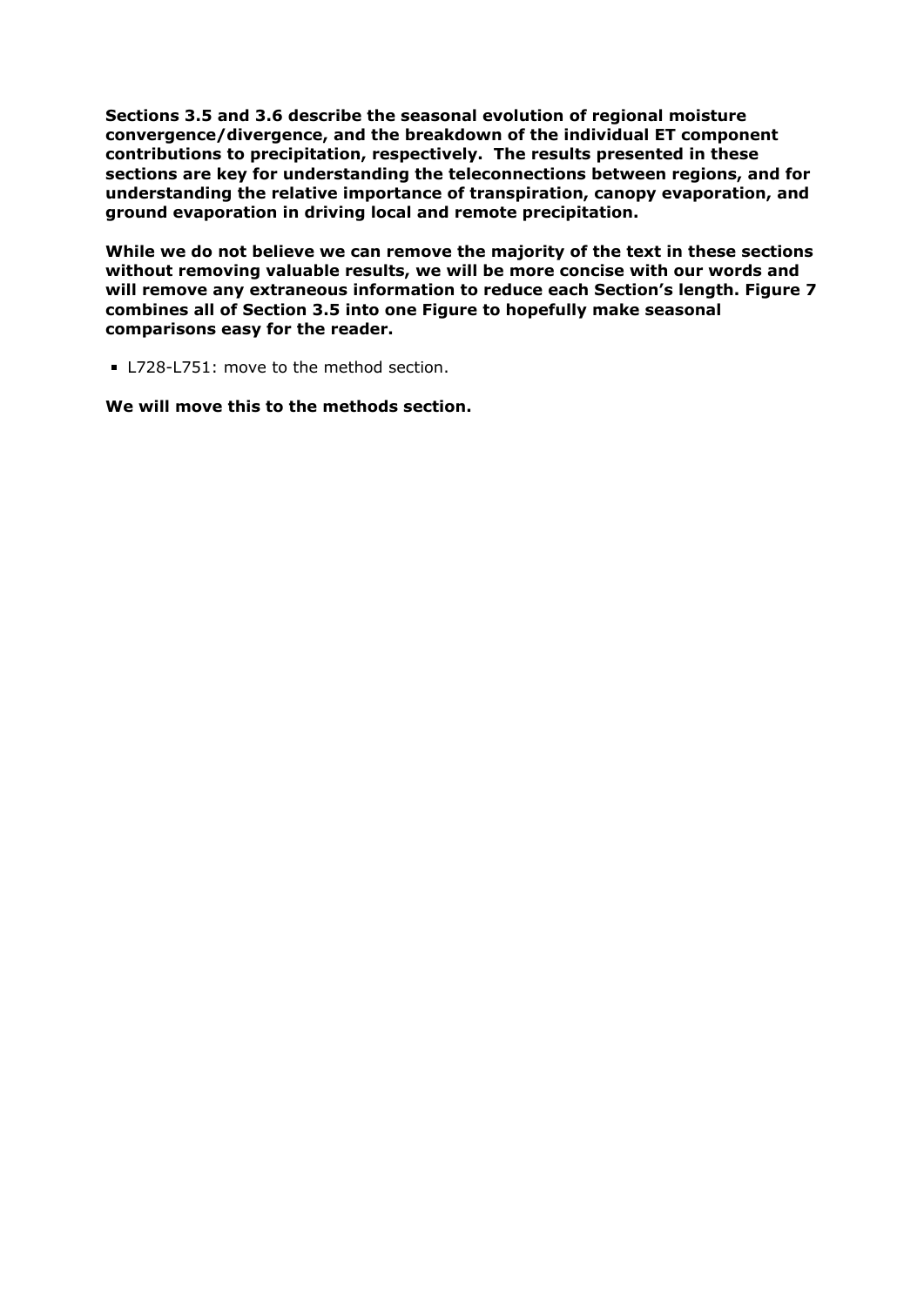**Sections 3.5 and 3.6 describe the seasonal evolution of regional moisture convergence/divergence, and the breakdown of the individual ET component contributions to precipitation, respectively. The results presented in these sections are key for understanding the teleconnections between regions, and for understanding the relative importance of transpiration, canopy evaporation, and ground evaporation in driving local and remote precipitation.**

**While we do not believe we can remove the majority of the text in these sections without removing valuable results, we will be more concise with our words and will remove any extraneous information to reduce each Section's length. Figure 7 combines all of Section 3.5 into one Figure to hopefully make seasonal comparisons easy for the reader.**

- L728-L751: move to the method section.

**We will move this to the methods section.**